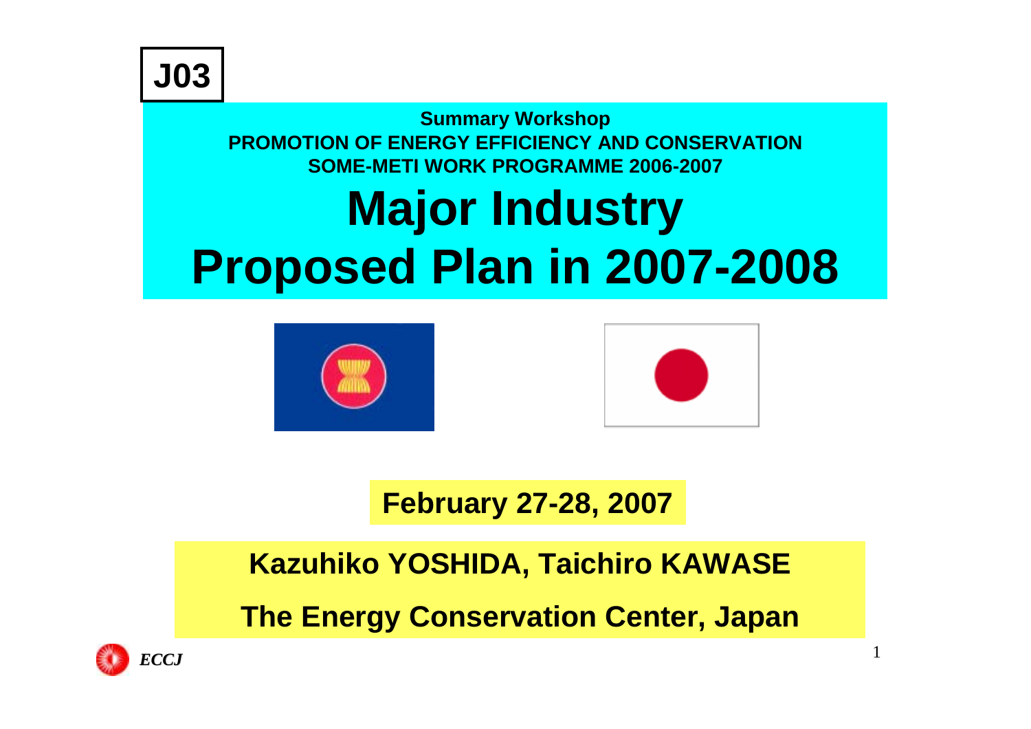**J03**

**Summary Workshop**
**PROMOTION OF ENERGY EFFICIENCY AND CONSERVATION**
**SOME-METI WORK PROGRAMME 2006-2007**

# Major Industry
# Proposed Plan in 2007-2008

**February 27-28, 2007**

**Kazuhiko YOSHIDA, Taichiro KAWASE**

**The Energy Conservation Center, Japan**

*ECCJ*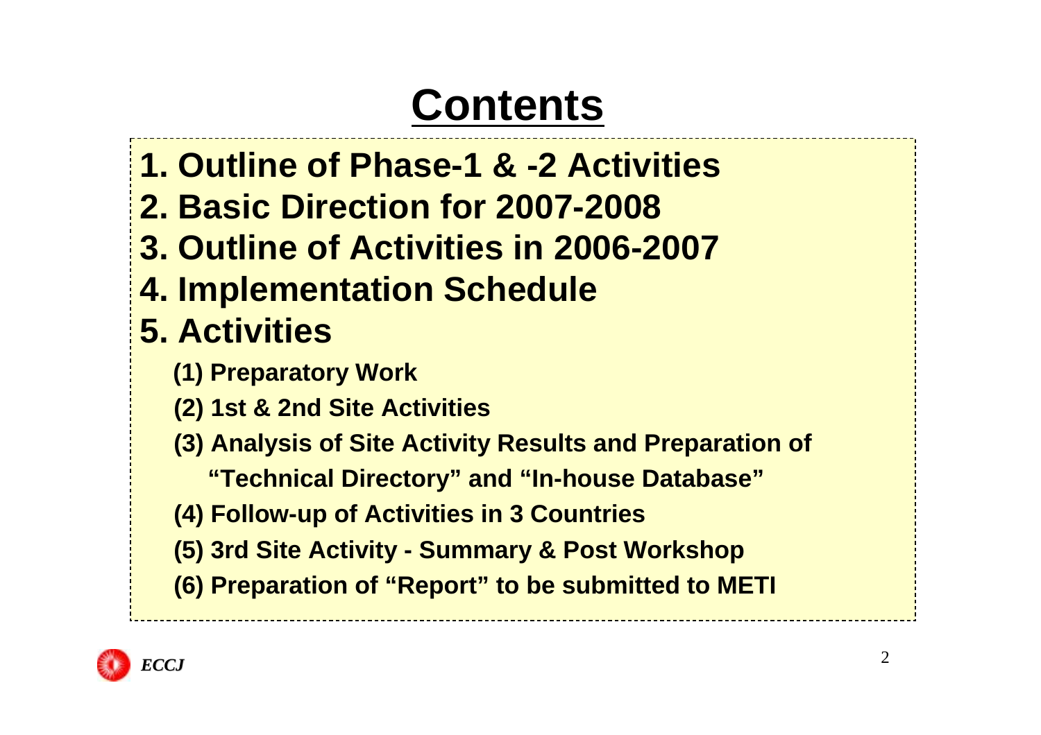# Contents

1. Outline of Phase-1 & -2 Activities
2. Basic Direction for 2007-2008
3. Outline of Activities in 2006-2007
4. Implementation Schedule
5. Activities
   - (1) Preparatory Work
   - (2) 1st & 2nd Site Activities
   - (3) Analysis of Site Activity Results and Preparation of "Technical Directory" and "In-house Database"
   - (4) Follow-up of Activities in 3 Countries
   - (5) 3rd Site Activity - Summary & Post Workshop
   - (6) Preparation of "Report" to be submitted to METI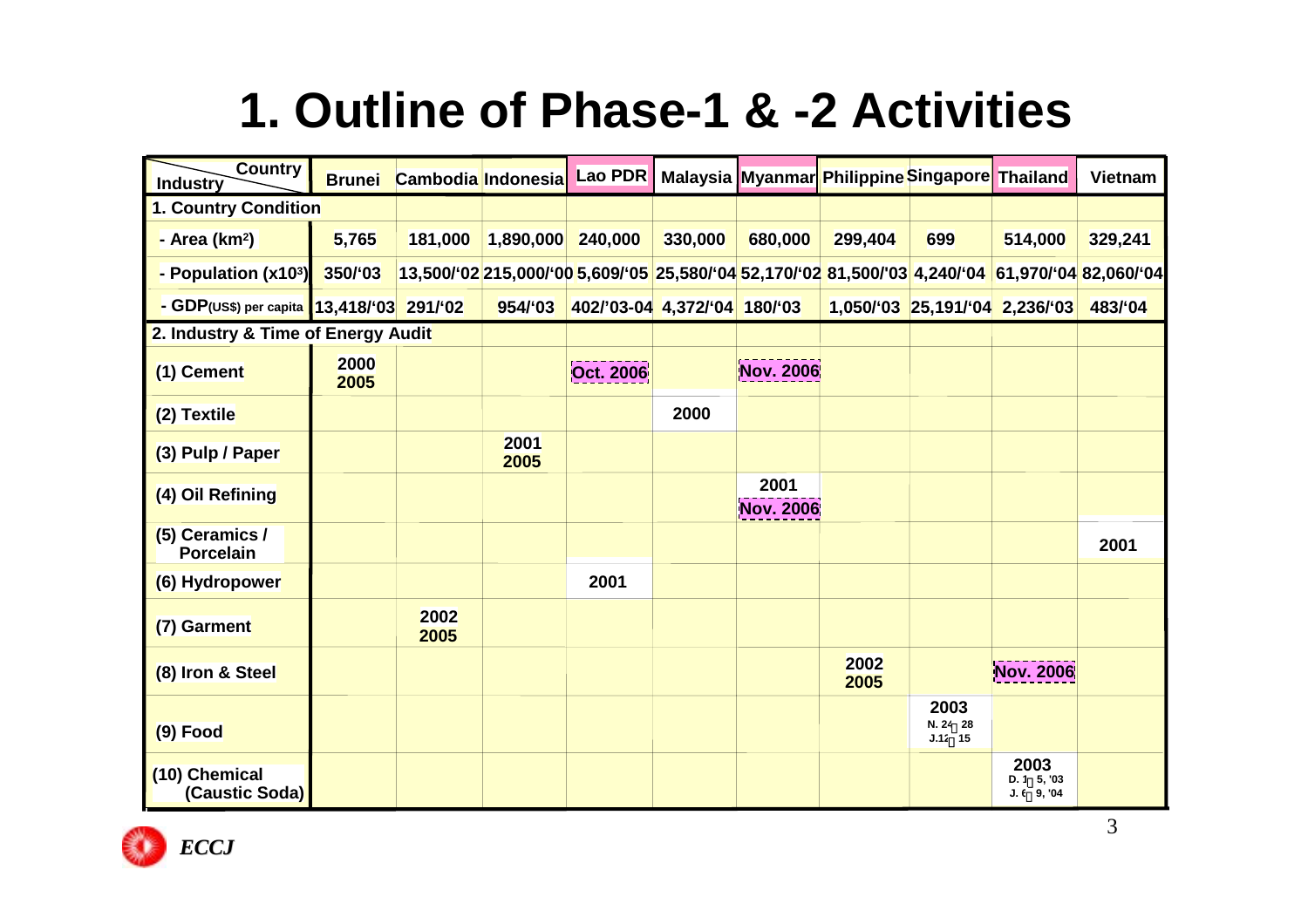# 1. Outline of Phase-1 & -2 Activities

| Industry \ Country | Brunei | Cambodia | Indonesia | Lao PDR | Malaysia | Myanmar | Philippine | Singapore | Thailand | Vietnam |
|---|---|---|---|---|---|---|---|---|---|---|
| **1. Country Condition** | | | | | | | | | | |
| - Area (km$^2$) | 5,765 | 181,000 | 1,890,000 | 240,000 | 330,000 | 680,000 | 299,404 | 699 | 514,000 | 329,241 |
| - Population (x10$^3$) | 350/'03 | 13,500/'02 | 215,000/'00 | 5,609/'05 | 25,580/'04 | 52,170/'02 | 81,500/'03 | 4,240/'04 | 61,970/'04 | 82,060/'04 |
| - GDP(US$) per capita | 13,418/'03 | 291/'02 | 954/'03 | 402/'03-04 | 4,372/'04 | 180/'03 | 1,050/'03 | 25,191/'04 | 2,236/'03 | 483/'04 |
| **2. Industry & Time of Energy Audit** | | | | | | | | | | |
| (1) Cement | 2000 2005 | | | Oct. 2006 | | Nov. 2006 | | | | |
| (2) Textile | | | | | 2000 | | | | | |
| (3) Pulp / Paper | | | 2001 2005 | | | | | | | |
| (4) Oil Refining | | | | | | 2001 Nov. 2006 | | | | |
| (5) Ceramics / Porcelain | | | | | | | | | | 2001 |
| (6) Hydropower | | | | 2001 | | | | | | |
| (7) Garment | | 2002 2005 | | | | | | | | |
| (8) Iron & Steel | | | | | | | 2002 2005 | | Nov. 2006 | |
| (9) Food | | | | | | | | 2003 N. 24～28 J.12～15 | | |
| (10) Chemical (Caustic Soda) | | | | | | | | | 2003 D. 1～5, '03 J. 6～9, '04 | |

*ECCJ*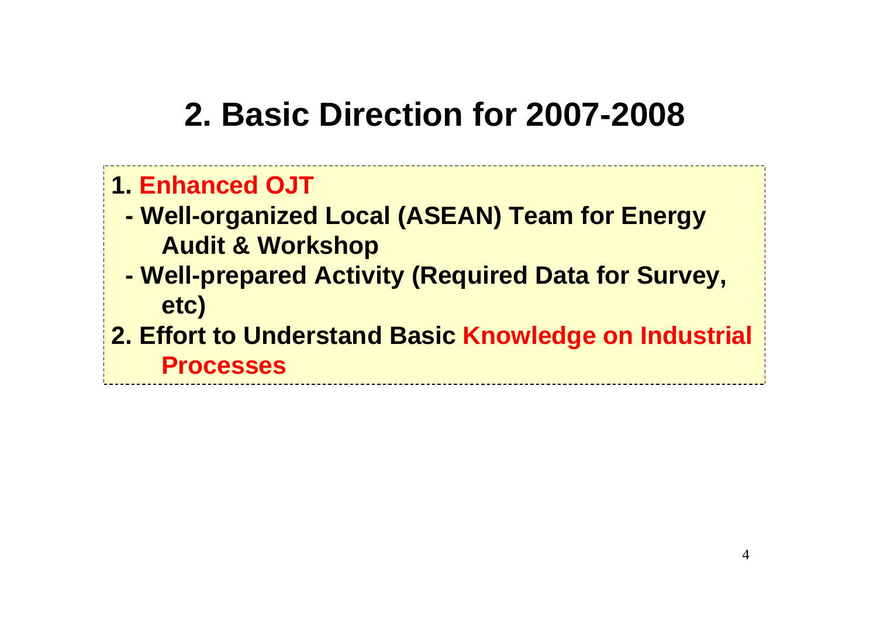# 2. Basic Direction for 2007-2008

**1. Enhanced OJT**

- **Well-organized Local (ASEAN) Team for Energy Audit & Workshop**
- **Well-prepared Activity (Required Data for Survey, etc)**

**2. Effort to Understand Basic Knowledge on Industrial Processes**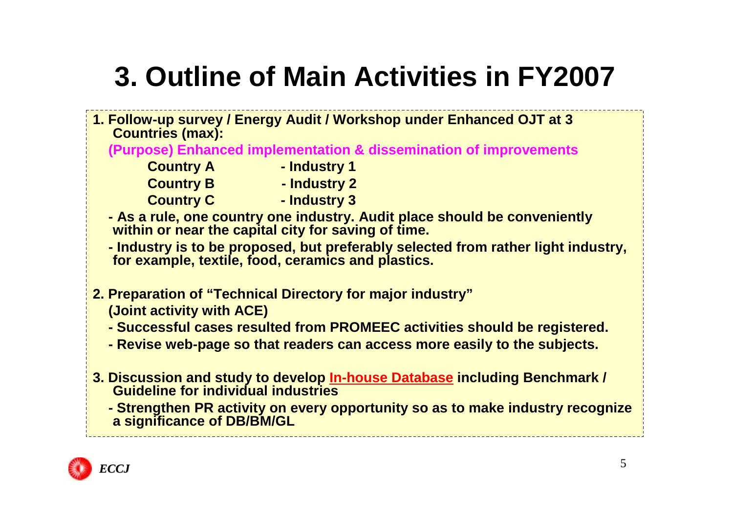# 3. Outline of Main Activities in FY2007

**1. Follow-up survey / Energy Audit / Workshop under Enhanced OJT at 3 Countries (max):**

**(Purpose) Enhanced implementation & dissemination of improvements**

| | |
|---|---|
| **Country A** | **- Industry 1** |
| **Country B** | **- Industry 2** |
| **Country C** | **- Industry 3** |

**- As a rule, one country one industry. Audit place should be conveniently within or near the capital city for saving of time.**

**- Industry is to be proposed, but preferably selected from rather light industry, for example, textile, food, ceramics and plastics.**

**2. Preparation of "Technical Directory for major industry"**

**(Joint activity with ACE)**

**- Successful cases resulted from PROMEEC activities should be registered.**

**- Revise web-page so that readers can access more easily to the subjects.**

**3. Discussion and study to develop <u>In-house Database</u> including Benchmark / Guideline for individual industries**

**- Strengthen PR activity on every opportunity so as to make industry recognize a significance of DB/BM/GL**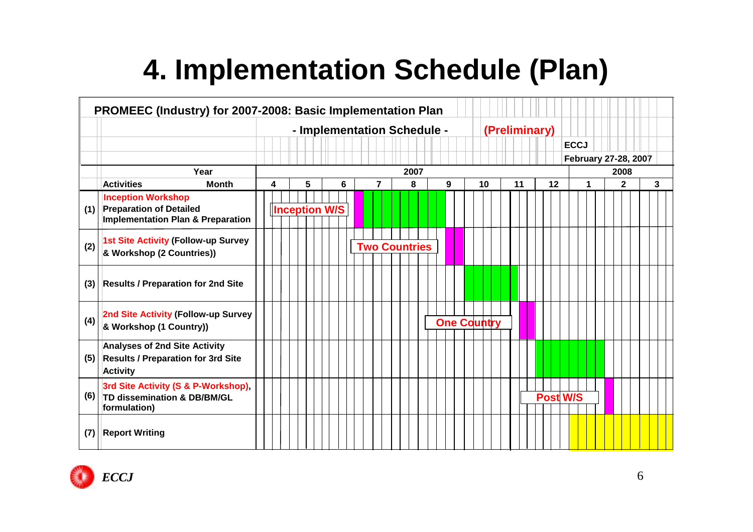# 4. Implementation Schedule (Plan)

**PROMEEC (Industry) for 2007-2008: Basic Implementation Plan**

**- Implementation Schedule -** **(Preliminary)**

ECCJ
February 27-28, 2007

| | Year | 2007 | | | | | | | | | 2008 | | |
|---|---|---|---|---|---|---|---|---|---|---|---|---|---|
| | Activities / Month | 4 | 5 | 6 | 7 | 8 | 9 | 10 | 11 | 12 | 1 | 2 | 3 |
| (1) | Inception Workshop; Preparation of Detailed Implementation Plan & Preparation | Inception W/S | Inception W/S | Inception W/S | ■ | ■ | ■ | | | | | | |
| (2) | 1st Site Activity (Follow-up Survey & Workshop (2 Countries)) | | | | Two Countries | Two Countries | ■ | | | | | | |
| (3) | Results / Preparation for 2nd Site | | | | | | | ■ | ■ | | | | |
| (4) | 2nd Site Activity (Follow-up Survey & Workshop (1 Country)) | | | | | | One Country | One Country | ■ | | | | |
| (5) | Analyses of 2nd Site Activity Results / Preparation for 3rd Site Activity | | | | | | | | | ■ | ■ | | |
| (6) | 3rd Site Activity (S & P-Workshop), TD dissemination & DB/BM/GL formulation) | | | | | | | | Post W/S | Post W/S | Post W/S | ■ | |
| (7) | Report Writing | | | | | | | | | | ■ | ■ | ■ |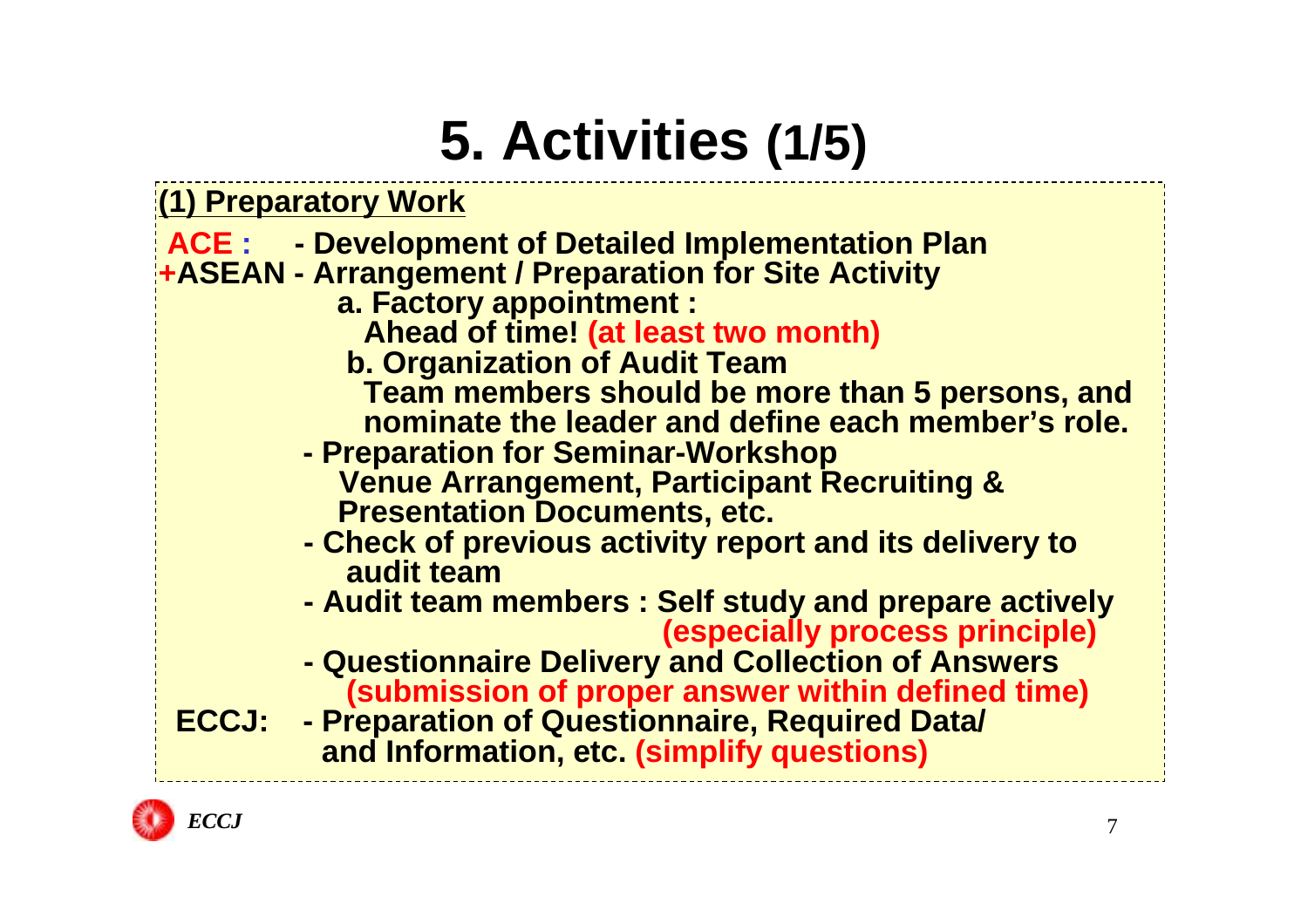# 5. Activities (1/5)

**(1) Preparatory Work**

**ACE :** - Development of Detailed Implementation Plan
**+ASEAN** - Arrangement / Preparation for Site Activity

a. Factory appointment :
Ahead of time! (at least two month)

b. Organization of Audit Team
Team members should be more than 5 persons, and nominate the leader and define each member's role.

- Preparation for Seminar-Workshop
  Venue Arrangement, Participant Recruiting & Presentation Documents, etc.
- Check of previous activity report and its delivery to audit team
- Audit team members : Self study and prepare actively (especially process principle)
- Questionnaire Delivery and Collection of Answers (submission of proper answer within defined time)

**ECCJ:** - Preparation of Questionnaire, Required Data/ and Information, etc. (simplify questions)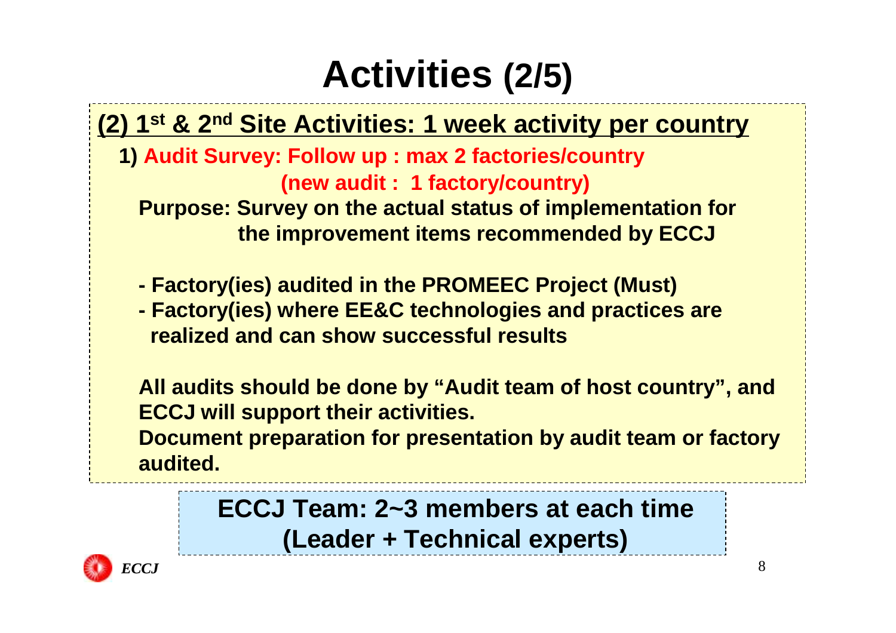# Activities (2/5)

## (2) 1st & 2nd Site Activities: 1 week activity per country

**1) Audit Survey: Follow up : max 2 factories/country**
**(new audit : 1 factory/country)**

**Purpose: Survey on the actual status of implementation for the improvement items recommended by ECCJ**

- **Factory(ies) audited in the PROMEEC Project (Must)**
- **Factory(ies) where EE&C technologies and practices are realized and can show successful results**

**All audits should be done by "Audit team of host country", and ECCJ will support their activities.**
**Document preparation for presentation by audit team or factory audited.**

**ECCJ Team: 2~3 members at each time (Leader + Technical experts)**

*ECCJ*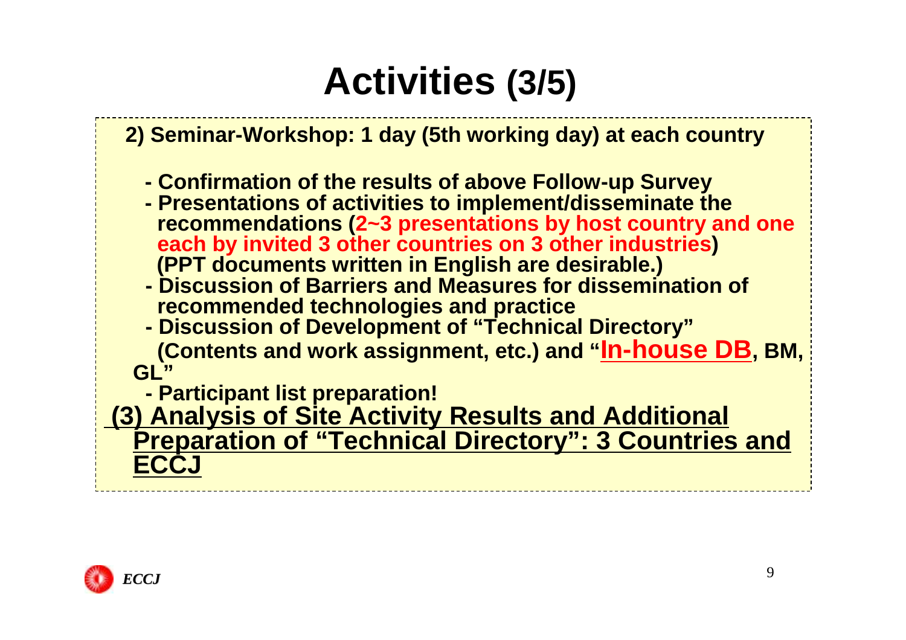# Activities (3/5)

**2) Seminar-Workshop: 1 day (5th working day) at each country**

- **Confirmation of the results of above Follow-up Survey**
- **Presentations of activities to implement/disseminate the recommendations (2~3 presentations by host country and one each by invited 3 other countries on 3 other industries) (PPT documents written in English are desirable.)**
- **Discussion of Barriers and Measures for dissemination of recommended technologies and practice**
- **Discussion of Development of "Technical Directory" (Contents and work assignment, etc.) and "In-house DB, BM, GL"**
- **Participant list preparation!**

**(3) Analysis of Site Activity Results and Additional Preparation of "Technical Directory": 3 Countries and ECCJ**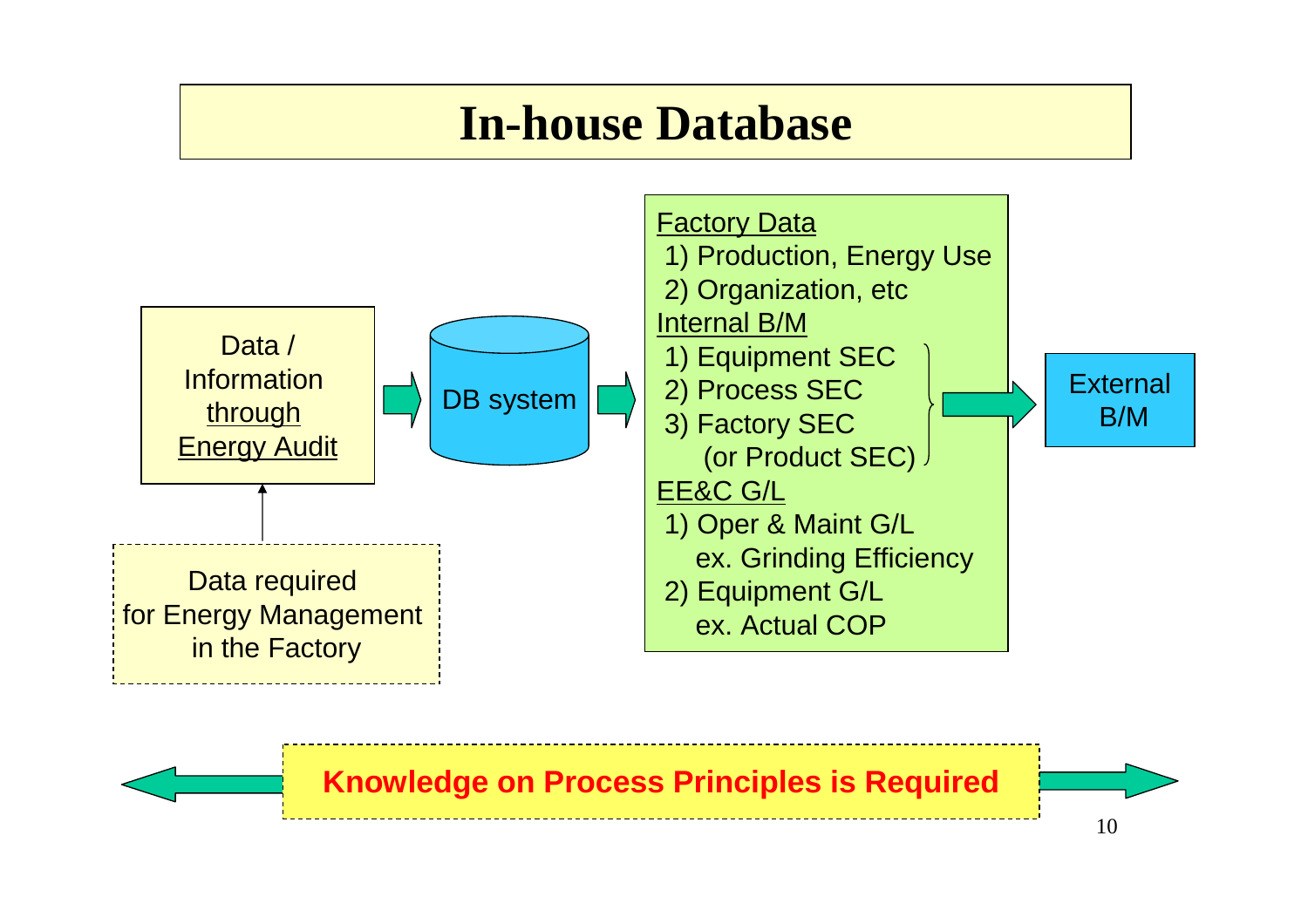# In-house Database

Data / Information through Energy Audit

Data required for Energy Management in the Factory

DB system

Factory Data
1) Production, Energy Use
2) Organization, etc

Internal B/M
1) Equipment SEC
2) Process SEC
3) Factory SEC
(or Product SEC)

EE&C G/L
1) Oper & Maint G/L
ex. Grinding Efficiency
2) Equipment G/L
ex. Actual COP

External B/M

**Knowledge on Process Principles is Required**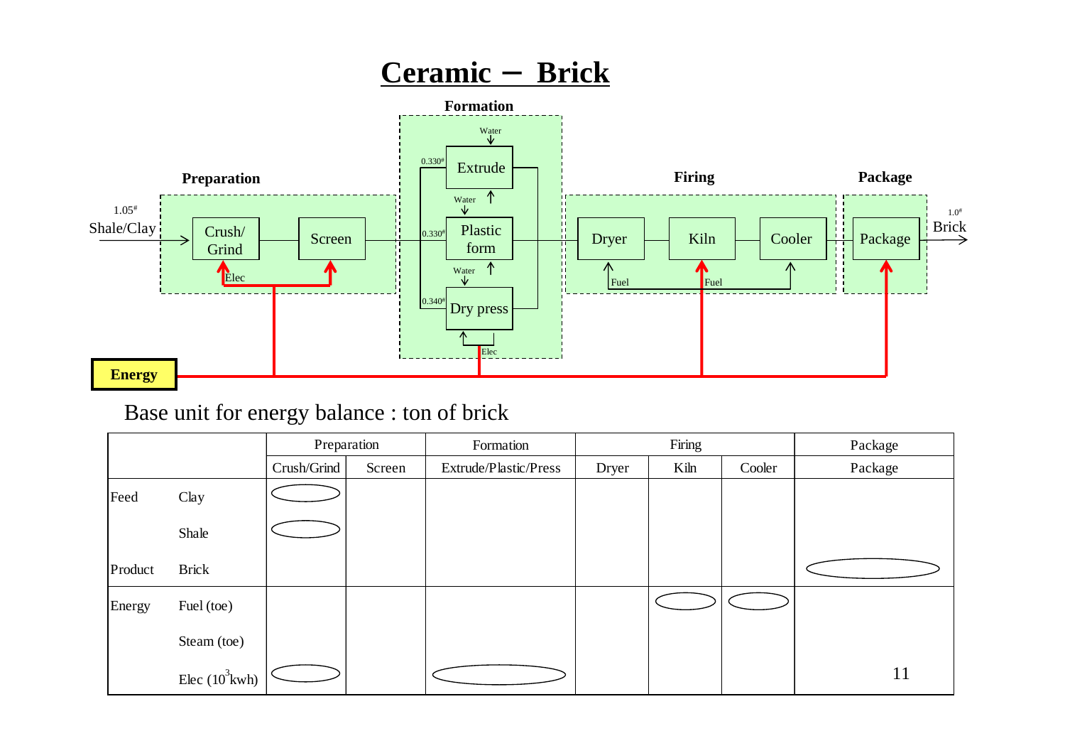# Ceramic – Brick

**Formation**

Water

$0.330^{\#}$ Extrude

Water

$0.330^{\#}$ Plastic form

Water

$0.340^{\#}$ Dry press

Elec

**Preparation**

$1.05^{\#}$ Shale/Clay → Crush/ Grind → Screen

Elec

**Firing**

Dryer → Kiln → Cooler

Fuel

Fuel

**Package**

Package → $1.0^{\#}$ Brick

**Energy**

Base unit for energy balance : ton of brick

| | | Preparation | | Formation | Firing | | | Package |
|---|---|---|---|---|---|---|---|---|
| | | Crush/Grind | Screen | Extrude/Plastic/Press | Dryer | Kiln | Cooler | Package |
| Feed | Clay | ◯ | | | | | | |
| | Shale | ◯ | | | | | | |
| Product | Brick | | | | | | | ◯ |
| Energy | Fuel (toe) | | | | | ◯ | ◯ | |
| | Steam (toe) | | | | | | | |
| | Elec ($10^3$kwh) | ◯ | | ◯ | | | | |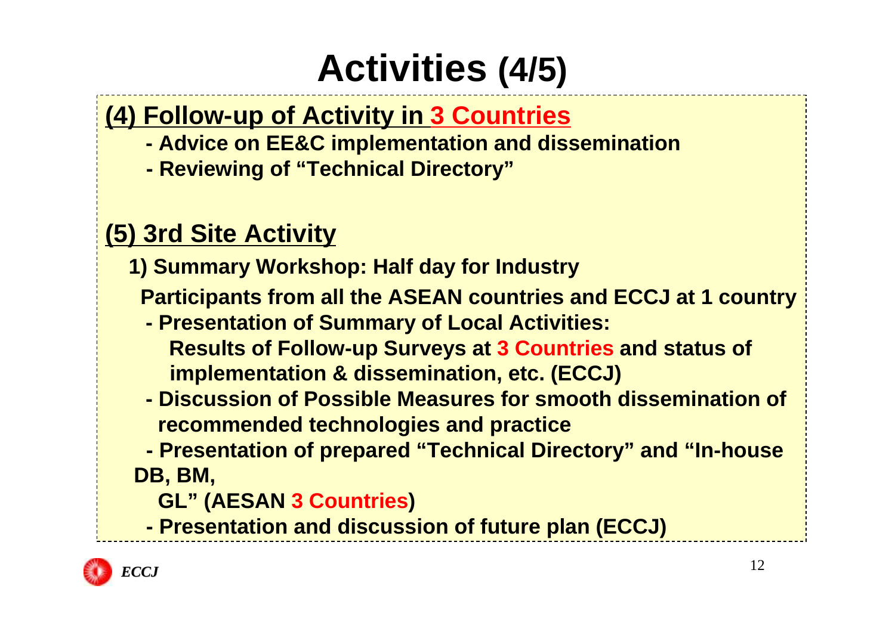# Activities (4/5)

## (4) Follow-up of Activity in 3 Countries

- Advice on EE&C implementation and dissemination
- Reviewing of "Technical Directory"

## (5) 3rd Site Activity

**1) Summary Workshop: Half day for Industry**

**Participants from all the ASEAN countries and ECCJ at 1 country**

- Presentation of Summary of Local Activities:
  Results of Follow-up Surveys at 3 Countries and status of implementation & dissemination, etc. (ECCJ)
- Discussion of Possible Measures for smooth dissemination of recommended technologies and practice
- Presentation of prepared "Technical Directory" and "In-house DB, BM, GL" (AESAN 3 Countries)
- Presentation and discussion of future plan (ECCJ)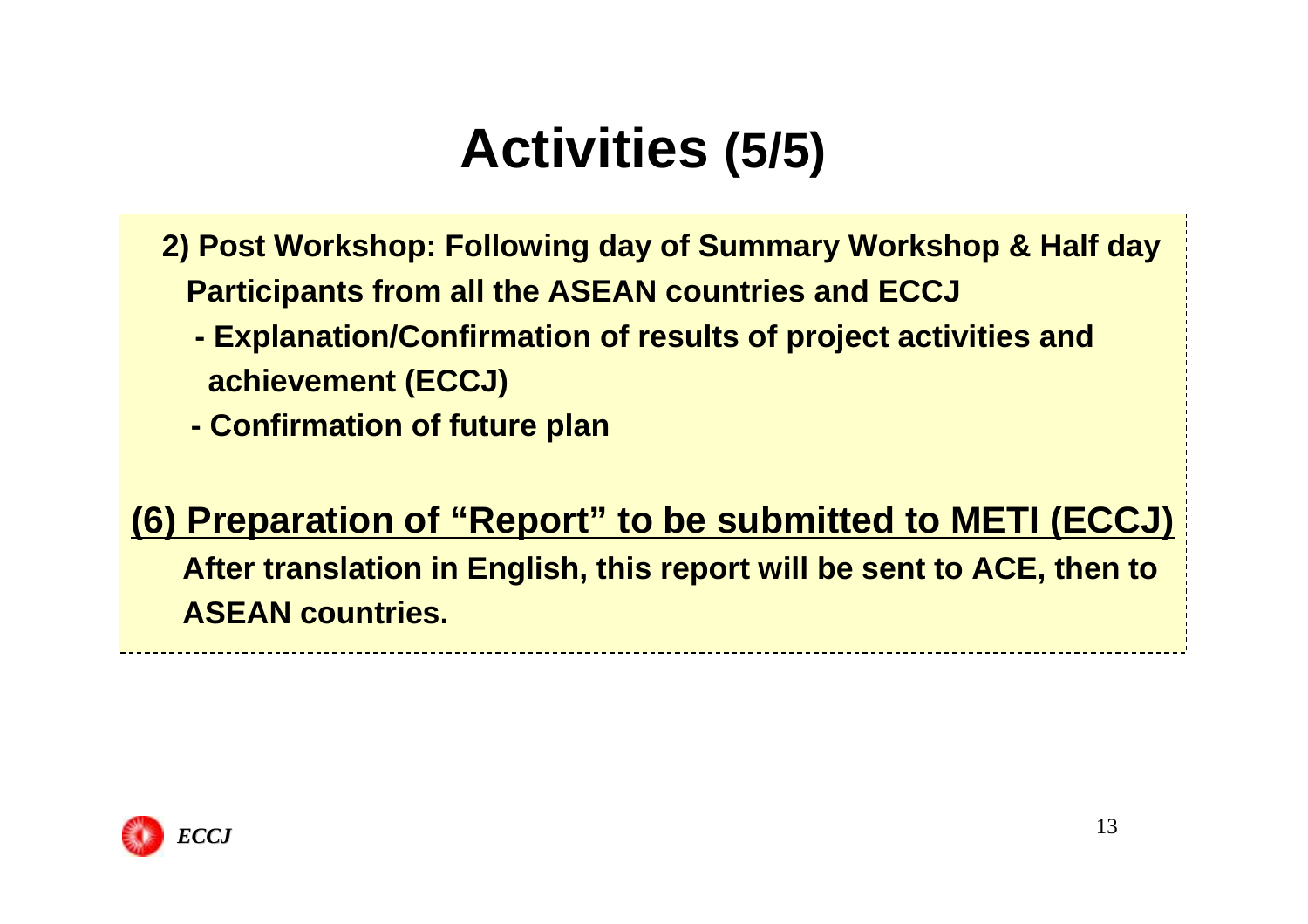# Activities (5/5)

**2) Post Workshop: Following day of Summary Workshop & Half day**

**Participants from all the ASEAN countries and ECCJ**

- **Explanation/Confirmation of results of project activities and achievement (ECCJ)**
- **Confirmation of future plan**

## (6) Preparation of "Report" to be submitted to METI (ECCJ)

**After translation in English, this report will be sent to ACE, then to ASEAN countries.**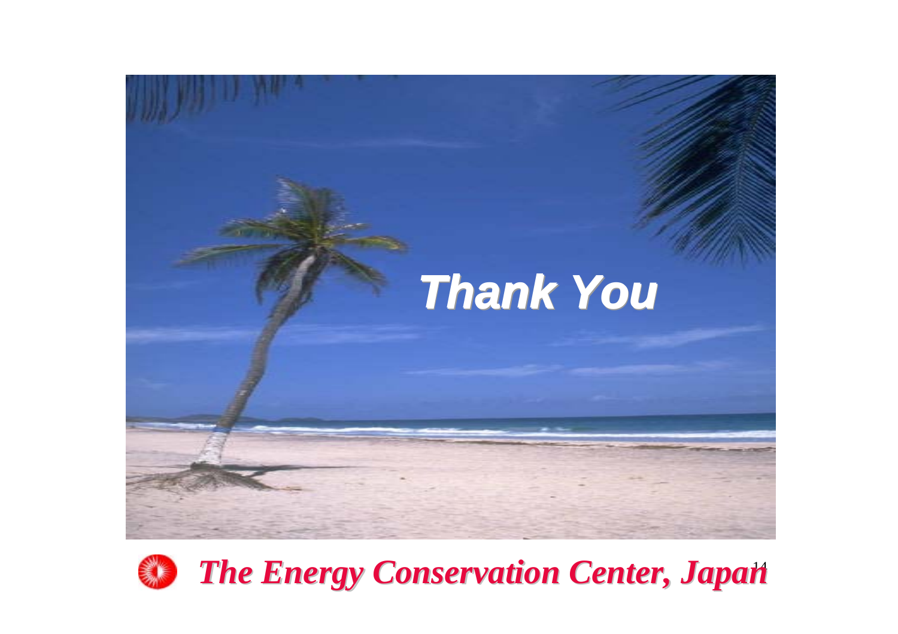*Thank You*

***The Energy Conservation Center, Japan***